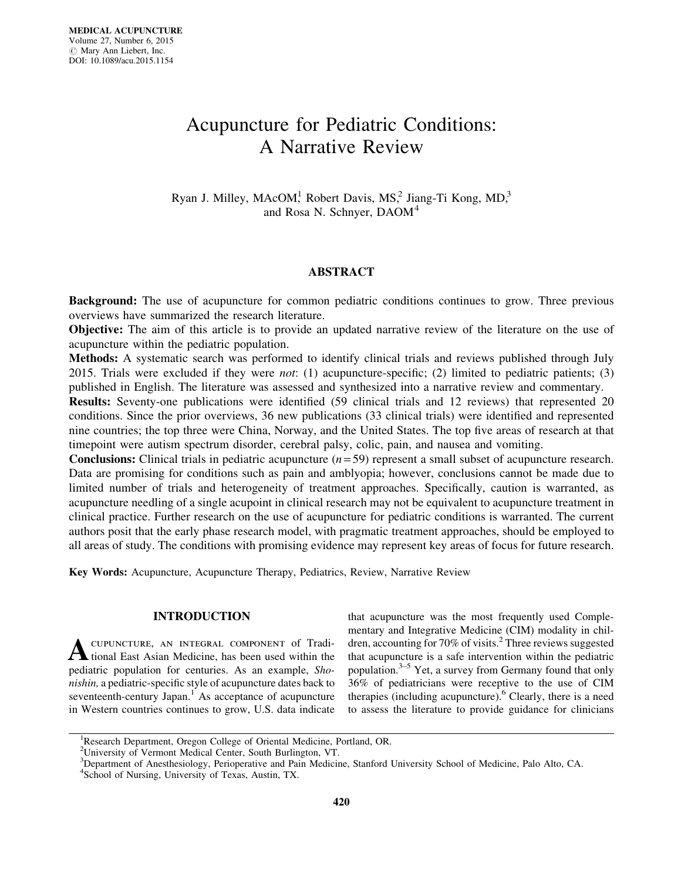# Acupuncture for Pediatric Conditions: A Narrative Review

Ryan J. Milley, MAcOM,[1] Robert Davis, MS,[2] Jiang-Ti Kong, MD,[3] and Rosa N. Schnyer, DAOM[4]

## ABSTRACT

**Background:** The use of acupuncture for common pediatric conditions continues to grow. Three previous overviews have summarized the research literature.

**Objective:** The aim of this article is to provide an updated narrative review of the literature on the use of acupuncture within the pediatric population.

**Methods:** A systematic search was performed to identify clinical trials and reviews published through July 2015. Trials were excluded if they were *not*: (1) acupuncture-specific; (2) limited to pediatric patients; (3) published in English. The literature was assessed and synthesized into a narrative review and commentary.

**Results:** Seventy-one publications were identified (59 clinical trials and 12 reviews) that represented 20 conditions. Since the prior overviews, 36 new publications (33 clinical trials) were identified and represented nine countries; the top three were China, Norway, and the United States. The top five areas of research at that timepoint were autism spectrum disorder, cerebral palsy, colic, pain, and nausea and vomiting.

**Conclusions:** Clinical trials in pediatric acupuncture ($n = 59$) represent a small subset of acupuncture research. Data are promising for conditions such as pain and amblyopia; however, conclusions cannot be made due to limited number of trials and heterogeneity of treatment approaches. Specifically, caution is warranted, as acupuncture needling of a single acupoint in clinical research may not be equivalent to acupuncture treatment in clinical practice. Further research on the use of acupuncture for pediatric conditions is warranted. The current authors posit that the early phase research model, with pragmatic treatment approaches, should be employed to all areas of study. The conditions with promising evidence may represent key areas of focus for future research.

**Key Words:** Acupuncture, Acupuncture Therapy, Pediatrics, Review, Narrative Review

## INTRODUCTION

Acupuncture, an integral component of Traditional East Asian Medicine, has been used within the pediatric population for centuries. As an example, *Shonishin,* a pediatric-specific style of acupuncture dates back to seventeenth-century Japan.[1] As acceptance of acupuncture in Western countries continues to grow, U.S. data indicate that acupuncture was the most frequently used Complementary and Integrative Medicine (CIM) modality in children, accounting for 70% of visits.[2] Three reviews suggested that acupuncture is a safe intervention within the pediatric population.[3–5] Yet, a survey from Germany found that only 36% of pediatricians were receptive to the use of CIM therapies (including acupuncture).[6] Clearly, there is a need to assess the literature to provide guidance for clinicians

[1]Research Department, Oregon College of Oriental Medicine, Portland, OR.
[2]University of Vermont Medical Center, South Burlington, VT.
[3]Department of Anesthesiology, Perioperative and Pain Medicine, Stanford University School of Medicine, Palo Alto, CA.
[4]School of Nursing, University of Texas, Austin, TX.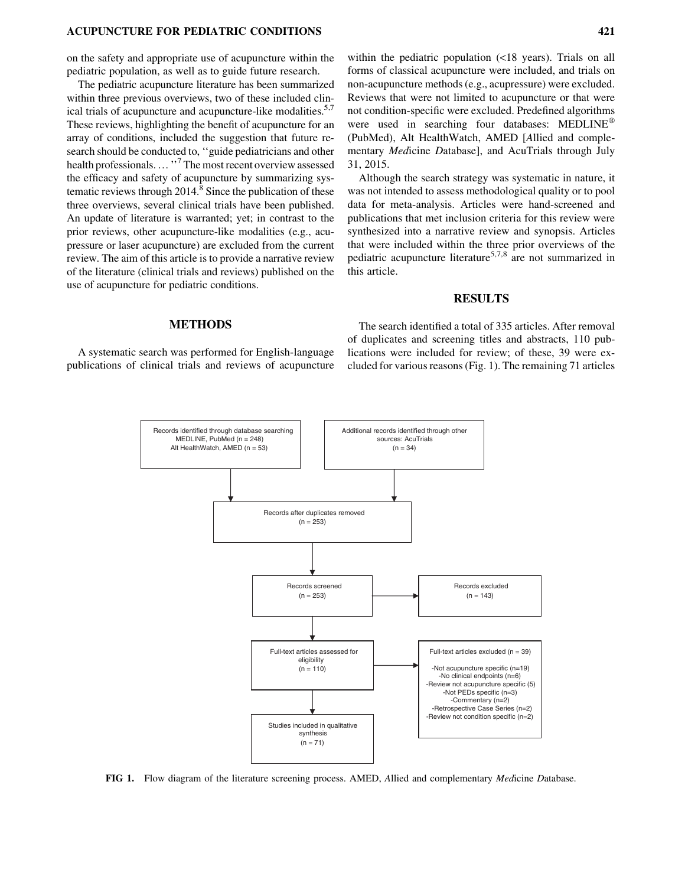on the safety and appropriate use of acupuncture within the pediatric population, as well as to guide future research.

The pediatric acupuncture literature has been summarized within three previous overviews, two of these included clinical trials of acupuncture and acupuncture-like modalities.[5,7] These reviews, highlighting the benefit of acupuncture for an array of conditions, included the suggestion that future research should be conducted to, ''guide pediatricians and other health professionals. … ''[7] The most recent overview assessed the efficacy and safety of acupuncture by summarizing systematic reviews through 2014.[8] Since the publication of these three overviews, several clinical trials have been published. An update of literature is warranted; yet; in contrast to the prior reviews, other acupuncture-like modalities (e.g., acupressure or laser acupuncture) are excluded from the current review. The aim of this article is to provide a narrative review of the literature (clinical trials and reviews) published on the use of acupuncture for pediatric conditions.

## METHODS

A systematic search was performed for English-language publications of clinical trials and reviews of acupuncture within the pediatric population (<18 years). Trials on all forms of classical acupuncture were included, and trials on non-acupuncture methods (e.g., acupressure) were excluded. Reviews that were not limited to acupuncture or that were not condition-specific were excluded. Predefined algorithms were used in searching four databases: MEDLINE® (PubMed), Alt HealthWatch, AMED [*A*llied and complementary *Med*icine *D*atabase], and AcuTrials through July 31, 2015.

Although the search strategy was systematic in nature, it was not intended to assess methodological quality or to pool data for meta-analysis. Articles were hand-screened and publications that met inclusion criteria for this review were synthesized into a narrative review and synopsis. Articles that were included within the three prior overviews of the pediatric acupuncture literature[5,7,8] are not summarized in this article.

## RESULTS

The search identified a total of 335 articles. After removal of duplicates and screening titles and abstracts, 110 publications were included for review; of these, 39 were excluded for various reasons (Fig. 1). The remaining 71 articles

Records identified through database searching MEDLINE, PubMed (n = 248) Alt HealthWatch, AMED (n = 53)

Additional records identified through other sources: AcuTrials (n = 34)

Records after duplicates removed (n = 253)

Records screened (n = 253)

Records excluded (n = 143)

Full-text articles assessed for eligibility (n = 110)

Full-text articles excluded (n = 39)
- Not acupuncture specific (n=19)
- No clinical endpoints (n=6)
- Review not acupuncture specific (5)
- Not PEDs specific (n=3)
- Commentary (n=2)
- Retrospective Case Series (n=2)
- Review not condition specific (n=2)

Studies included in qualitative synthesis (n = 71)

**FIG 1.** Flow diagram of the literature screening process. AMED, *A*llied and complementary *Med*icine *D*atabase.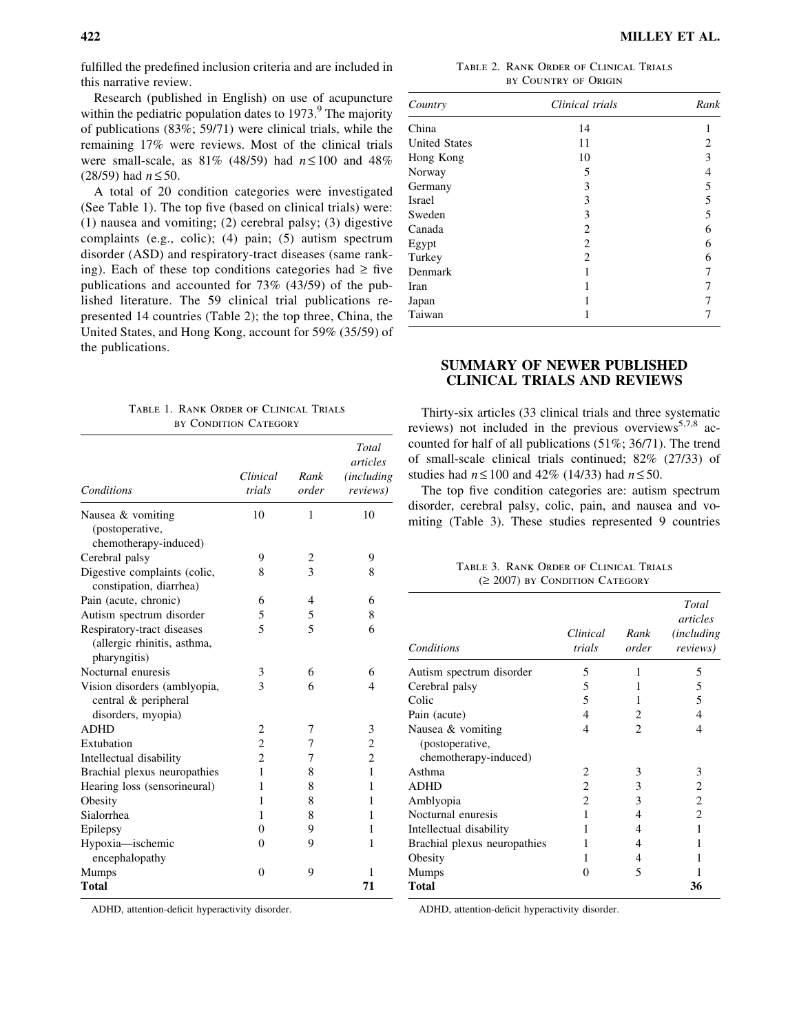fulfilled the predefined inclusion criteria and are included in this narrative review.

Research (published in English) on use of acupuncture within the pediatric population dates to 1973.[9] The majority of publications (83%; 59/71) were clinical trials, while the remaining 17% were reviews. Most of the clinical trials were small-scale, as 81% (48/59) had $n \leq 100$ and 48% (28/59) had $n \leq 50$.

A total of 20 condition categories were investigated (See Table 1). The top five (based on clinical trials) were: (1) nausea and vomiting; (2) cerebral palsy; (3) digestive complaints (e.g., colic); (4) pain; (5) autism spectrum disorder (ASD) and respiratory-tract diseases (same ranking). Each of these top conditions categories had ≥ five publications and accounted for 73% (43/59) of the published literature. The 59 clinical trial publications represented 14 countries (Table 2); the top three, China, the United States, and Hong Kong, account for 59% (35/59) of the publications.

Table 1. Rank Order of Clinical Trials by Condition Category

| Conditions | Clinical trials | Rank order | Total articles (including reviews) |
|---|---|---|---|
| Nausea & vomiting (postoperative, chemotherapy-induced) | 10 | 1 | 10 |
| Cerebral palsy | 9 | 2 | 9 |
| Digestive complaints (colic, constipation, diarrhea) | 8 | 3 | 8 |
| Pain (acute, chronic) | 6 | 4 | 6 |
| Autism spectrum disorder | 5 | 5 | 8 |
| Respiratory-tract diseases (allergic rhinitis, asthma, pharyngitis) | 5 | 5 | 6 |
| Nocturnal enuresis | 3 | 6 | 6 |
| Vision disorders (amblyopia, central & peripheral disorders, myopia) | 3 | 6 | 4 |
| ADHD | 2 | 7 | 3 |
| Extubation | 2 | 7 | 2 |
| Intellectual disability | 2 | 7 | 2 |
| Brachial plexus neuropathies | 1 | 8 | 1 |
| Hearing loss (sensorineural) | 1 | 8 | 1 |
| Obesity | 1 | 8 | 1 |
| Sialorrhea | 1 | 8 | 1 |
| Epilepsy | 0 | 9 | 1 |
| Hypoxia—ischemic encephalopathy | 0 | 9 | 1 |
| Mumps | 0 | 9 | 1 |
| **Total** | | | **71** |

ADHD, attention-deficit hyperactivity disorder.

Table 2. Rank Order of Clinical Trials by Country of Origin

| Country | Clinical trials | Rank |
|---|---|---|
| China | 14 | 1 |
| United States | 11 | 2 |
| Hong Kong | 10 | 3 |
| Norway | 5 | 4 |
| Germany | 3 | 5 |
| Israel | 3 | 5 |
| Sweden | 3 | 5 |
| Canada | 2 | 6 |
| Egypt | 2 | 6 |
| Turkey | 2 | 6 |
| Denmark | 1 | 7 |
| Iran | 1 | 7 |
| Japan | 1 | 7 |
| Taiwan | 1 | 7 |

## SUMMARY OF NEWER PUBLISHED CLINICAL TRIALS AND REVIEWS

Thirty-six articles (33 clinical trials and three systematic reviews) not included in the previous overviews[5,7,8] accounted for half of all publications (51%; 36/71). The trend of small-scale clinical trials continued; 82% (27/33) of studies had $n \leq 100$ and 42% (14/33) had $n \leq 50$.

The top five condition categories are: autism spectrum disorder, cerebral palsy, colic, pain, and nausea and vomiting (Table 3). These studies represented 9 countries

Table 3. Rank Order of Clinical Trials (≥ 2007) by Condition Category

| Conditions | Clinical trials | Rank order | Total articles (including reviews) |
|---|---|---|---|
| Autism spectrum disorder | 5 | 1 | 5 |
| Cerebral palsy | 5 | 1 | 5 |
| Colic | 5 | 1 | 5 |
| Pain (acute) | 4 | 2 | 4 |
| Nausea & vomiting (postoperative, chemotherapy-induced) | 4 | 2 | 4 |
| Asthma | 2 | 3 | 3 |
| ADHD | 2 | 3 | 2 |
| Amblyopia | 2 | 3 | 2 |
| Nocturnal enuresis | 1 | 4 | 2 |
| Intellectual disability | 1 | 4 | 1 |
| Brachial plexus neuropathies | 1 | 4 | 1 |
| Obesity | 1 | 4 | 1 |
| Mumps | 0 | 5 | 1 |
| **Total** | | | **36** |

ADHD, attention-deficit hyperactivity disorder.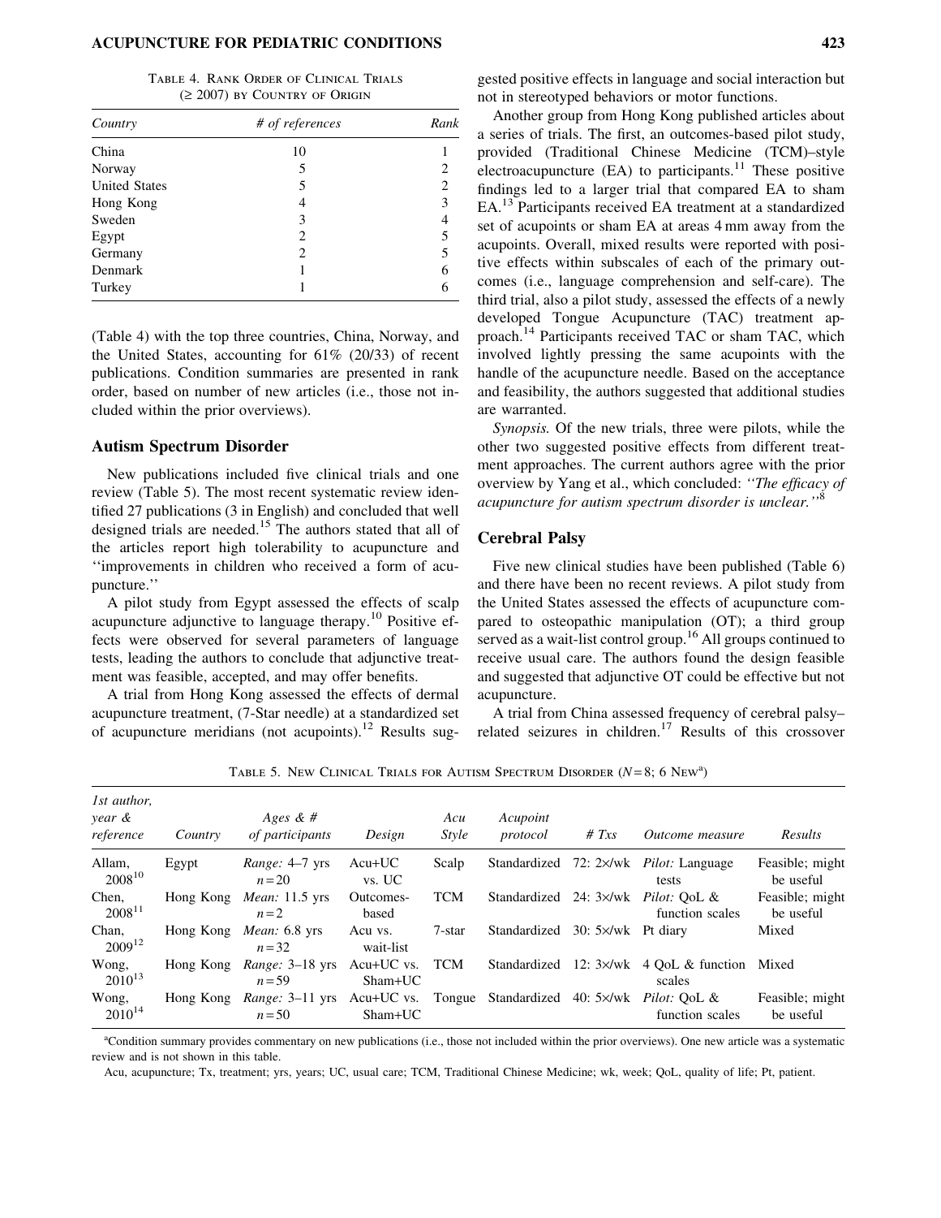Table 4. Rank Order of Clinical Trials (≥ 2007) by Country of Origin

| Country | # of references | Rank |
|---|---|---|
| China | 10 | 1 |
| Norway | 5 | 2 |
| United States | 5 | 2 |
| Hong Kong | 4 | 3 |
| Sweden | 3 | 4 |
| Egypt | 2 | 5 |
| Germany | 2 | 5 |
| Denmark | 1 | 6 |
| Turkey | 1 | 6 |

(Table 4) with the top three countries, China, Norway, and the United States, accounting for 61% (20/33) of recent publications. Condition summaries are presented in rank order, based on number of new articles (i.e., those not included within the prior overviews).

## Autism Spectrum Disorder

New publications included five clinical trials and one review (Table 5). The most recent systematic review identified 27 publications (3 in English) and concluded that well designed trials are needed.[15] The authors stated that all of the articles report high tolerability to acupuncture and ''improvements in children who received a form of acupuncture.''

A pilot study from Egypt assessed the effects of scalp acupuncture adjunctive to language therapy.[10] Positive effects were observed for several parameters of language tests, leading the authors to conclude that adjunctive treatment was feasible, accepted, and may offer benefits.

A trial from Hong Kong assessed the effects of dermal acupuncture treatment, (7-Star needle) at a standardized set of acupuncture meridians (not acupoints).[12] Results suggested positive effects in language and social interaction but not in stereotyped behaviors or motor functions.

Another group from Hong Kong published articles about a series of trials. The first, an outcomes-based pilot study, provided (Traditional Chinese Medicine (TCM)–style electroacupuncture (EA) to participants.[11] These positive findings led to a larger trial that compared EA to sham EA.[13] Participants received EA treatment at a standardized set of acupoints or sham EA at areas 4 mm away from the acupoints. Overall, mixed results were reported with positive effects within subscales of each of the primary outcomes (i.e., language comprehension and self-care). The third trial, also a pilot study, assessed the effects of a newly developed Tongue Acupuncture (TAC) treatment approach.[14] Participants received TAC or sham TAC, which involved lightly pressing the same acupoints with the handle of the acupuncture needle. Based on the acceptance and feasibility, the authors suggested that additional studies are warranted.

*Synopsis.* Of the new trials, three were pilots, while the other two suggested positive effects from different treatment approaches. The current authors agree with the prior overview by Yang et al., which concluded: *''The efficacy of acupuncture for autism spectrum disorder is unclear.''*[8]

## Cerebral Palsy

Five new clinical studies have been published (Table 6) and there have been no recent reviews. A pilot study from the United States assessed the effects of acupuncture compared to osteopathic manipulation (OT); a third group served as a wait-list control group.[16] All groups continued to receive usual care. The authors found the design feasible and suggested that adjunctive OT could be effective but not acupuncture.

A trial from China assessed frequency of cerebral palsy–related seizures in children.[17] Results of this crossover

Table 5. New Clinical Trials for Autism Spectrum Disorder ($N = 8$; 6 New[a])

| 1st author, year & reference | Country | Ages & # of participants | Design | Acu Style | Acupoint protocol | # Txs | Outcome measure | Results |
|---|---|---|---|---|---|---|---|---|
| Allam, 2008[10] | Egypt | *Range:* 4–7 yrs $n = 20$ | Acu+UC vs. UC | Scalp | Standardized | 72: 2×/wk | *Pilot:* Language tests | Feasible; might be useful |
| Chen, 2008[11] | Hong Kong | *Mean:* 11.5 yrs $n = 2$ | Outcomes-based | TCM | Standardized | 24: 3×/wk | *Pilot:* QoL & function scales | Feasible; might be useful |
| Chan, 2009[12] | Hong Kong | *Mean:* 6.8 yrs $n = 32$ | Acu vs. wait-list | 7-star | Standardized | 30: 5×/wk | Pt diary | Mixed |
| Wong, 2010[13] | Hong Kong | *Range:* 3–18 yrs $n = 59$ | Acu+UC vs. Sham+UC | TCM | Standardized | 12: 3×/wk | 4 QoL & function scales | Mixed |
| Wong, 2010[14] | Hong Kong | *Range:* 3–11 yrs $n = 50$ | Acu+UC vs. Sham+UC | Tongue | Standardized | 40: 5×/wk | *Pilot:* QoL & function scales | Feasible; might be useful |

[a]Condition summary provides commentary on new publications (i.e., those not included within the prior overviews). One new article was a systematic review and is not shown in this table.

Acu, acupuncture; Tx, treatment; yrs, years; UC, usual care; TCM, Traditional Chinese Medicine; wk, week; QoL, quality of life; Pt, patient.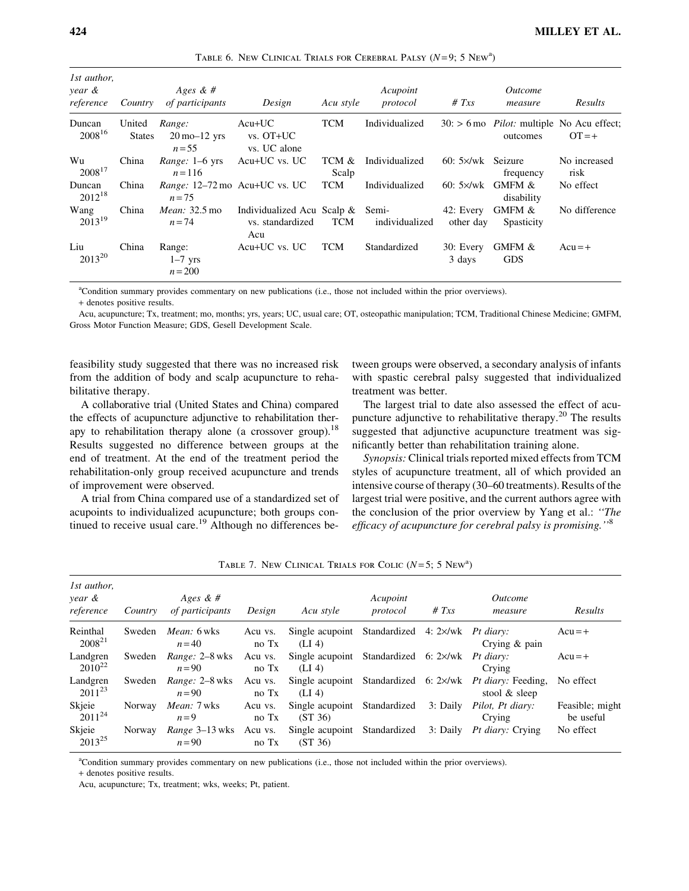Table 6. New Clinical Trials for Cerebral Palsy (N=9; 5 New[a])

| 1st author, year & reference | Country | Ages & # of participants | Design | Acu style | Acupoint protocol | # Txs | Outcome measure | Results |
|---|---|---|---|---|---|---|---|---|
| Duncan 2008[16] | United States | *Range:* 20 mo–12 yrs n=55 | Acu+UC vs. OT+UC vs. UC alone | TCM | Individualized | 30: > 6 mo | *Pilot:* multiple outcomes | No Acu effect; OT=+ |
| Wu 2008[17] | China | *Range:* 1–6 yrs n=116 | Acu+UC vs. UC | TCM & Scalp | Individualized | 60: 5×/wk | Seizure frequency | No increased risk |
| Duncan 2012[18] | China | *Range:* 12–72 mo n=75 | Acu+UC vs. UC | TCM | Individualized | 60: 5×/wk | GMFM & disability | No effect |
| Wang 2013[19] | China | *Mean:* 32.5 mo n=74 | Individualized Acu vs. standardized Acu | Scalp & TCM | Semi-individualized | 42: Every other day | GMFM & Spasticity | No difference |
| Liu 2013[20] | China | Range: 1–7 yrs n=200 | Acu+UC vs. UC | TCM | Standardized | 30: Every 3 days | GMFM & GDS | Acu=+ |

[a]Condition summary provides commentary on new publications (i.e., those not included within the prior overviews).
+ denotes positive results.
Acu, acupuncture; Tx, treatment; mo, months; yrs, years; UC, usual care; OT, osteopathic manipulation; TCM, Traditional Chinese Medicine; GMFM, Gross Motor Function Measure; GDS, Gesell Development Scale.

feasibility study suggested that there was no increased risk from the addition of body and scalp acupuncture to rehabilitative therapy.

A collaborative trial (United States and China) compared the effects of acupuncture adjunctive to rehabilitation therapy to rehabilitation therapy alone (a crossover group).[18] Results suggested no difference between groups at the end of treatment. At the end of the treatment period the rehabilitation-only group received acupuncture and trends of improvement were observed.

A trial from China compared use of a standardized set of acupoints to individualized acupuncture; both groups continued to receive usual care.[19] Although no differences between groups were observed, a secondary analysis of infants with spastic cerebral palsy suggested that individualized treatment was better.

The largest trial to date also assessed the effect of acupuncture adjunctive to rehabilitative therapy.[20] The results suggested that adjunctive acupuncture treatment was significantly better than rehabilitation training alone.

*Synopsis:* Clinical trials reported mixed effects from TCM styles of acupuncture treatment, all of which provided an intensive course of therapy (30–60 treatments). Results of the largest trial were positive, and the current authors agree with the conclusion of the prior overview by Yang et al.: *"The efficacy of acupuncture for cerebral palsy is promising."*[8]

Table 7. New Clinical Trials for Colic (N=5; 5 New[a])

| 1st author, year & reference | Country | Ages & # of participants | Design | Acu style | Acupoint protocol | # Txs | Outcome measure | Results |
|---|---|---|---|---|---|---|---|---|
| Reinthal 2008[21] | Sweden | *Mean:* 6 wks n=40 | Acu vs. no Tx | Single acupoint (LI 4) | Standardized | 4: 2×/wk | *Pt diary:* Crying & pain | Acu=+ |
| Landgren 2010[22] | Sweden | *Range:* 2–8 wks n=90 | Acu vs. no Tx | Single acupoint (LI 4) | Standardized | 6: 2×/wk | *Pt diary:* Crying | Acu=+ |
| Landgren 2011[23] | Sweden | *Range:* 2–8 wks n=90 | Acu vs. no Tx | Single acupoint (LI 4) | Standardized | 6: 2×/wk | *Pt diary:* Feeding, stool & sleep | No effect |
| Skjeie 2011[24] | Norway | *Mean:* 7 wks n=9 | Acu vs. no Tx | Single acupoint (ST 36) | Standardized | 3: Daily | *Pilot, Pt diary:* Crying | Feasible; might be useful |
| Skjeie 2013[25] | Norway | *Range* 3–13 wks n=90 | Acu vs. no Tx | Single acupoint (ST 36) | Standardized | 3: Daily | *Pt diary:* Crying | No effect |

[a]Condition summary provides commentary on new publications (i.e., those not included within the prior overviews).
+ denotes positive results.
Acu, acupuncture; Tx, treatment; wks, weeks; Pt, patient.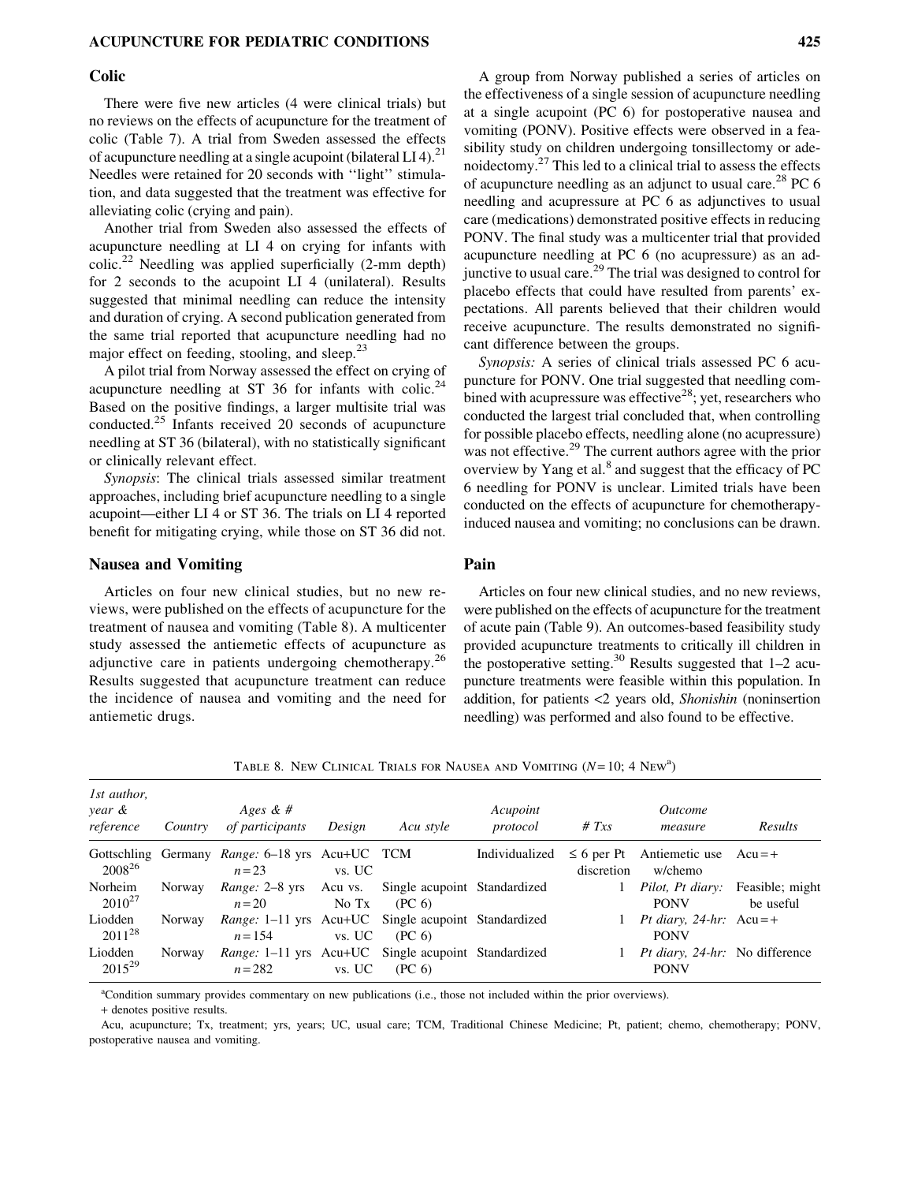### Colic

There were five new articles (4 were clinical trials) but no reviews on the effects of acupuncture for the treatment of colic (Table 7). A trial from Sweden assessed the effects of acupuncture needling at a single acupoint (bilateral LI 4).[21] Needles were retained for 20 seconds with ''light'' stimulation, and data suggested that the treatment was effective for alleviating colic (crying and pain).

Another trial from Sweden also assessed the effects of acupuncture needling at LI 4 on crying for infants with colic.[22] Needling was applied superficially (2-mm depth) for 2 seconds to the acupoint LI 4 (unilateral). Results suggested that minimal needling can reduce the intensity and duration of crying. A second publication generated from the same trial reported that acupuncture needling had no major effect on feeding, stooling, and sleep.[23]

A pilot trial from Norway assessed the effect on crying of acupuncture needling at ST 36 for infants with colic.[24] Based on the positive findings, a larger multisite trial was conducted.[25] Infants received 20 seconds of acupuncture needling at ST 36 (bilateral), with no statistically significant or clinically relevant effect.

*Synopsis*: The clinical trials assessed similar treatment approaches, including brief acupuncture needling to a single acupoint—either LI 4 or ST 36. The trials on LI 4 reported benefit for mitigating crying, while those on ST 36 did not.

### Nausea and Vomiting

Articles on four new clinical studies, but no new reviews, were published on the effects of acupuncture for the treatment of nausea and vomiting (Table 8). A multicenter study assessed the antiemetic effects of acupuncture as adjunctive care in patients undergoing chemotherapy.[26] Results suggested that acupuncture treatment can reduce the incidence of nausea and vomiting and the need for antiemetic drugs.

A group from Norway published a series of articles on the effectiveness of a single session of acupuncture needling at a single acupoint (PC 6) for postoperative nausea and vomiting (PONV). Positive effects were observed in a feasibility study on children undergoing tonsillectomy or adenoidectomy.[27] This led to a clinical trial to assess the effects of acupuncture needling as an adjunct to usual care.[28] PC 6 needling and acupressure at PC 6 as adjunctives to usual care (medications) demonstrated positive effects in reducing PONV. The final study was a multicenter trial that provided acupuncture needling at PC 6 (no acupressure) as an adjunctive to usual care.[29] The trial was designed to control for placebo effects that could have resulted from parents' expectations. All parents believed that their children would receive acupuncture. The results demonstrated no significant difference between the groups.

*Synopsis:* A series of clinical trials assessed PC 6 acupuncture for PONV. One trial suggested that needling combined with acupressure was effective[28]; yet, researchers who conducted the largest trial concluded that, when controlling for possible placebo effects, needling alone (no acupressure) was not effective.[29] The current authors agree with the prior overview by Yang et al.[8] and suggest that the efficacy of PC 6 needling for PONV is unclear. Limited trials have been conducted on the effects of acupuncture for chemotherapy-induced nausea and vomiting; no conclusions can be drawn.

### Pain

Articles on four new clinical studies, and no new reviews, were published on the effects of acupuncture for the treatment of acute pain (Table 9). An outcomes-based feasibility study provided acupuncture treatments to critically ill children in the postoperative setting.[30] Results suggested that 1–2 acupuncture treatments were feasible within this population. In addition, for patients <2 years old, *Shonishin* (noninsertion needling) was performed and also found to be effective.

Table 8. New Clinical Trials for Nausea and Vomiting ($N = 10$; 4 New[a])

| *1st author, year & reference* | *Country* | *Ages & # of participants* | *Design* | *Acu style* | *Acupoint protocol* | *# Txs* | *Outcome measure* | *Results* |
|---|---|---|---|---|---|---|---|---|
| Gottschling 2008[26] | Germany | *Range:* 6–18 yrs $n = 23$ | Acu+UC vs. UC | TCM | Individualized | ≤ 6 per Pt discretion | Antiemetic use w/chemo | Acu = + |
| Norheim 2010[27] | Norway | *Range:* 2–8 yrs $n = 20$ | Acu vs. No Tx | Single acupoint (PC 6) | Standardized | 1 | *Pilot, Pt diary:* PONV | Feasible; might be useful |
| Liodden 2011[28] | Norway | *Range:* 1–11 yrs $n = 154$ | Acu+UC vs. UC | Single acupoint (PC 6) | Standardized | 1 | *Pt diary, 24-hr:* PONV | Acu = + |
| Liodden 2015[29] | Norway | *Range:* 1–11 yrs $n = 282$ | Acu+UC vs. UC | Single acupoint (PC 6) | Standardized | 1 | *Pt diary, 24-hr:* PONV | No difference |

[a]Condition summary provides commentary on new publications (i.e., those not included within the prior overviews).

+ denotes positive results.

Acu, acupuncture; Tx, treatment; yrs, years; UC, usual care; TCM, Traditional Chinese Medicine; Pt, patient; chemo, chemotherapy; PONV, postoperative nausea and vomiting.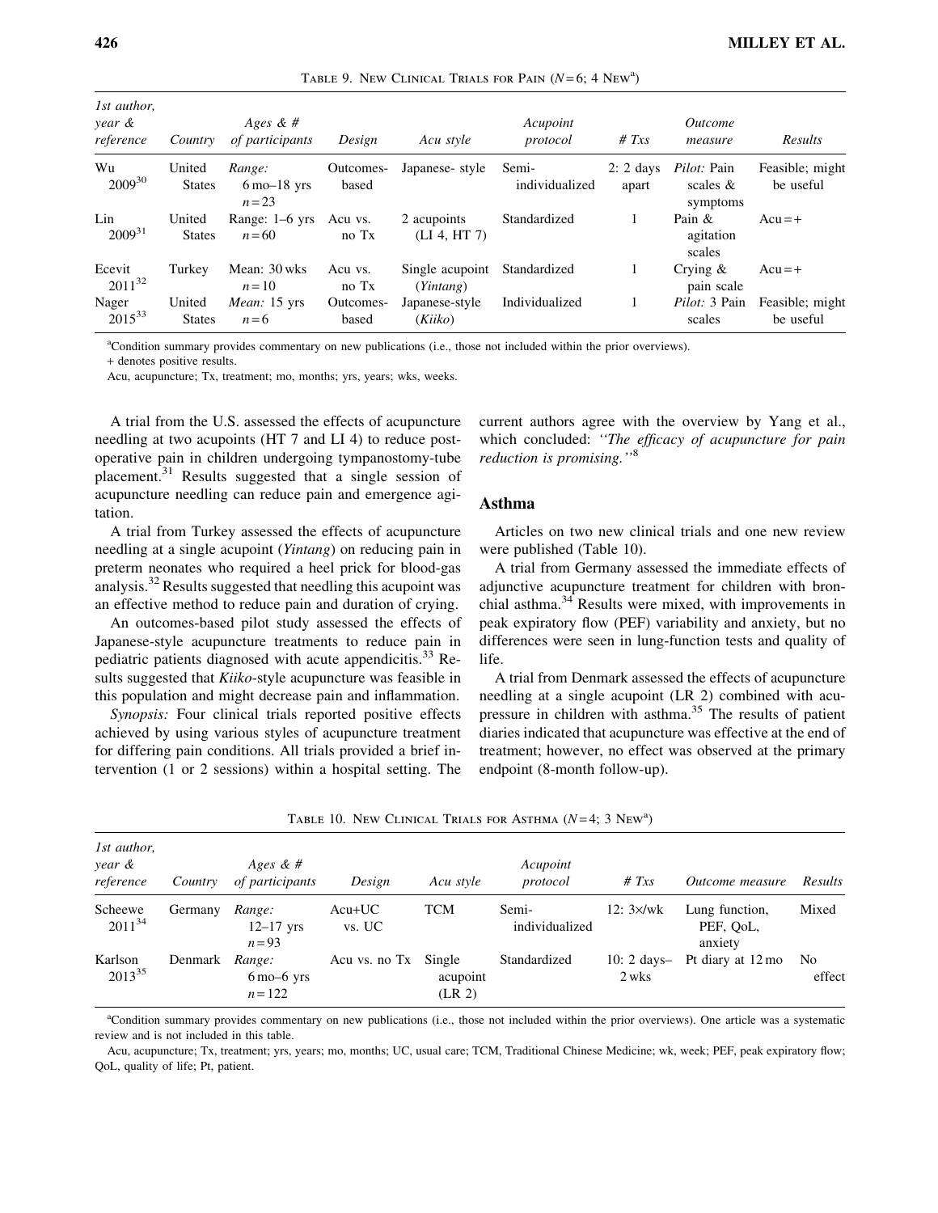Table 9. New Clinical Trials for Pain ($N=6$; 4 New[a])

| 1st author, year & reference | Country | Ages & # of participants | Design | Acu style | Acupoint protocol | # Txs | Outcome measure | Results |
|---|---|---|---|---|---|---|---|---|
| Wu 2009[30] | United States | *Range:* 6 mo–18 yrs $n=23$ | Outcomes-based | Japanese- style | Semi-individualized | 2: 2 days apart | *Pilot:* Pain scales & symptoms | Feasible; might be useful |
| Lin 2009[31] | United States | Range: 1–6 yrs $n=60$ | Acu vs. no Tx | 2 acupoints (LI 4, HT 7) | Standardized | 1 | Pain & agitation scales | Acu = + |
| Ecevit 2011[32] | Turkey | Mean: 30 wks $n=10$ | Acu vs. no Tx | Single acupoint (*Yintang*) | Standardized | 1 | Crying & pain scale | Acu = + |
| Nager 2015[33] | United States | *Mean:* 15 yrs $n=6$ | Outcomes-based | Japanese-style (*Kiiko*) | Individualized | 1 | *Pilot:* 3 Pain scales | Feasible; might be useful |

[a]Condition summary provides commentary on new publications (i.e., those not included within the prior overviews).
+ denotes positive results.
Acu, acupuncture; Tx, treatment; mo, months; yrs, years; wks, weeks.

A trial from the U.S. assessed the effects of acupuncture needling at two acupoints (HT 7 and LI 4) to reduce post-operative pain in children undergoing tympanostomy-tube placement.[31] Results suggested that a single session of acupuncture needling can reduce pain and emergence agitation.

A trial from Turkey assessed the effects of acupuncture needling at a single acupoint (*Yintang*) on reducing pain in preterm neonates who required a heel prick for blood-gas analysis.[32] Results suggested that needling this acupoint was an effective method to reduce pain and duration of crying.

An outcomes-based pilot study assessed the effects of Japanese-style acupuncture treatments to reduce pain in pediatric patients diagnosed with acute appendicitis.[33] Results suggested that *Kiiko*-style acupuncture was feasible in this population and might decrease pain and inflammation.

*Synopsis:* Four clinical trials reported positive effects achieved by using various styles of acupuncture treatment for differing pain conditions. All trials provided a brief intervention (1 or 2 sessions) within a hospital setting. The current authors agree with the overview by Yang et al., which concluded: *"The efficacy of acupuncture for pain reduction is promising."*[8]

## Asthma

Articles on two new clinical trials and one new review were published (Table 10).

A trial from Germany assessed the immediate effects of adjunctive acupuncture treatment for children with bronchial asthma.[34] Results were mixed, with improvements in peak expiratory flow (PEF) variability and anxiety, but no differences were seen in lung-function tests and quality of life.

A trial from Denmark assessed the effects of acupuncture needling at a single acupoint (LR 2) combined with acupressure in children with asthma.[35] The results of patient diaries indicated that acupuncture was effective at the end of treatment; however, no effect was observed at the primary endpoint (8-month follow-up).

Table 10. New Clinical Trials for Asthma ($N=4$; 3 New[a])

| 1st author, year & reference | Country | Ages & # of participants | Design | Acu style | Acupoint protocol | # Txs | Outcome measure | Results |
|---|---|---|---|---|---|---|---|---|
| Scheewe 2011[34] | Germany | *Range:* 12–17 yrs $n=93$ | Acu+UC vs. UC | TCM | Semi-individualized | 12: 3×/wk | Lung function, PEF, QoL, anxiety | Mixed |
| Karlson 2013[35] | Denmark | *Range:* 6 mo–6 yrs $n=122$ | Acu vs. no Tx | Single acupoint (LR 2) | Standardized | 10: 2 days–2 wks | Pt diary at 12 mo | No effect |

[a]Condition summary provides commentary on new publications (i.e., those not included within the prior overviews). One article was a systematic review and is not included in this table.
Acu, acupuncture; Tx, treatment; yrs, years; mo, months; UC, usual care; TCM, Traditional Chinese Medicine; wk, week; PEF, peak expiratory flow; QoL, quality of life; Pt, patient.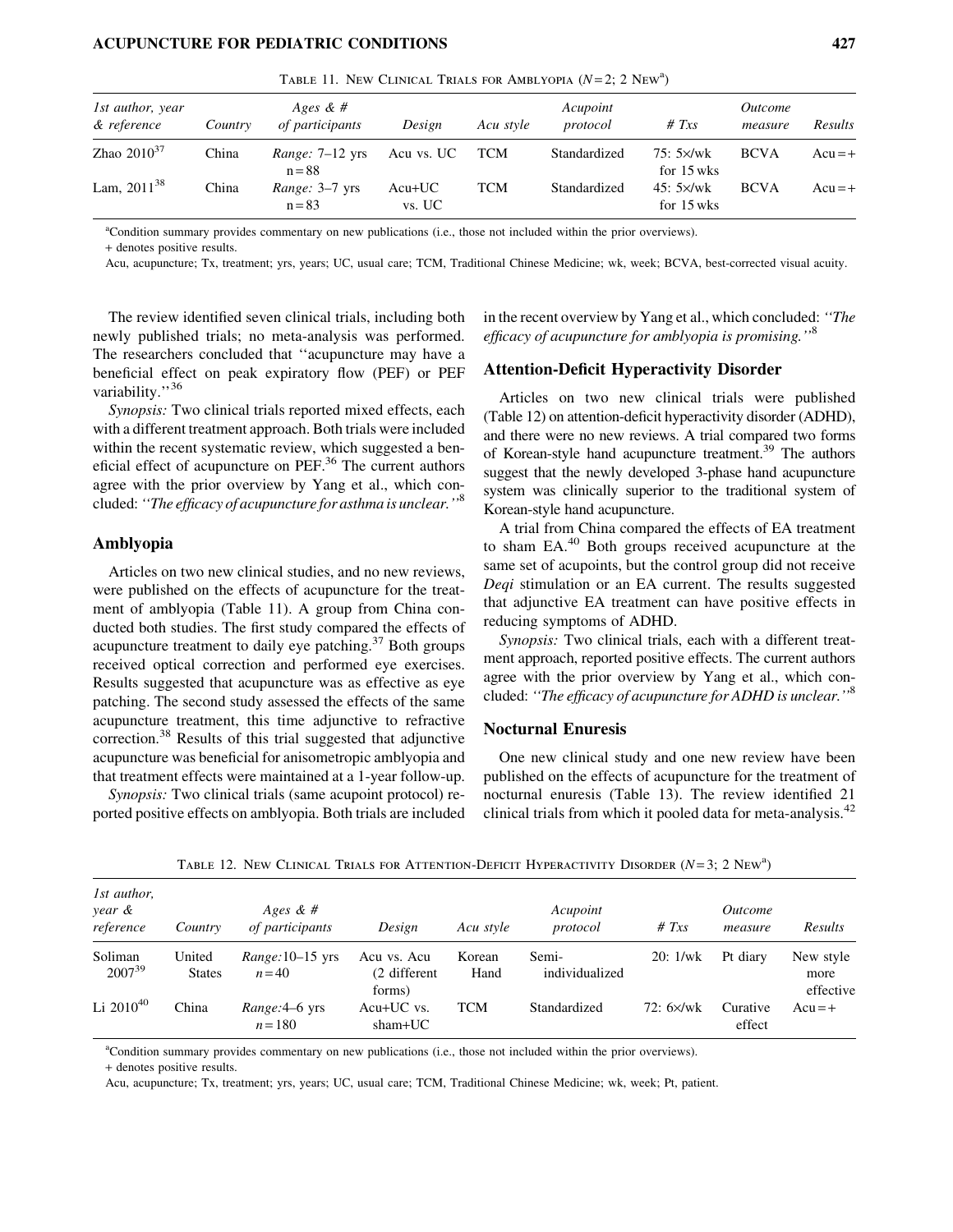Table 11. New Clinical Trials for Amblyopia ($N=2$; 2 New[a])

| 1st author, year & reference | Country | Ages & # of participants | Design | Acu style | Acupoint protocol | # Txs | Outcome measure | Results |
|---|---|---|---|---|---|---|---|---|
| Zhao 2010[37] | China | *Range:* 7–12 yrs n = 88 | Acu vs. UC | TCM | Standardized | 75: 5×/wk for 15 wks | BCVA | Acu = + |
| Lam, 2011[38] | China | *Range:* 3–7 yrs n = 83 | Acu+UC vs. UC | TCM | Standardized | 45: 5×/wk for 15 wks | BCVA | Acu = + |

[a]Condition summary provides commentary on new publications (i.e., those not included within the prior overviews).

+ denotes positive results.

Acu, acupuncture; Tx, treatment; yrs, years; UC, usual care; TCM, Traditional Chinese Medicine; wk, week; BCVA, best-corrected visual acuity.

The review identified seven clinical trials, including both newly published trials; no meta-analysis was performed. The researchers concluded that ''acupuncture may have a beneficial effect on peak expiratory flow (PEF) or PEF variability.''[36]

*Synopsis:* Two clinical trials reported mixed effects, each with a different treatment approach. Both trials were included within the recent systematic review, which suggested a beneficial effect of acupuncture on PEF.[36] The current authors agree with the prior overview by Yang et al., which concluded: *''The efficacy of acupuncture for asthma is unclear.''*[8]

## Amblyopia

Articles on two new clinical studies, and no new reviews, were published on the effects of acupuncture for the treatment of amblyopia (Table 11). A group from China conducted both studies. The first study compared the effects of acupuncture treatment to daily eye patching.[37] Both groups received optical correction and performed eye exercises. Results suggested that acupuncture was as effective as eye patching. The second study assessed the effects of the same acupuncture treatment, this time adjunctive to refractive correction.[38] Results of this trial suggested that adjunctive acupuncture was beneficial for anisometropic amblyopia and that treatment effects were maintained at a 1-year follow-up.

*Synopsis:* Two clinical trials (same acupoint protocol) reported positive effects on amblyopia. Both trials are included in the recent overview by Yang et al., which concluded: *''The efficacy of acupuncture for amblyopia is promising.''*[8]

## Attention-Deficit Hyperactivity Disorder

Articles on two new clinical trials were published (Table 12) on attention-deficit hyperactivity disorder (ADHD), and there were no new reviews. A trial compared two forms of Korean-style hand acupuncture treatment.[39] The authors suggest that the newly developed 3-phase hand acupuncture system was clinically superior to the traditional system of Korean-style hand acupuncture.

A trial from China compared the effects of EA treatment to sham EA.[40] Both groups received acupuncture at the same set of acupoints, but the control group did not receive *Deqi* stimulation or an EA current. The results suggested that adjunctive EA treatment can have positive effects in reducing symptoms of ADHD.

*Synopsis:* Two clinical trials, each with a different treatment approach, reported positive effects. The current authors agree with the prior overview by Yang et al., which concluded: *''The efficacy of acupuncture for ADHD is unclear.''*[8]

## Nocturnal Enuresis

One new clinical study and one new review have been published on the effects of acupuncture for the treatment of nocturnal enuresis (Table 13). The review identified 21 clinical trials from which it pooled data for meta-analysis.[42]

Table 12. New Clinical Trials for Attention-Deficit Hyperactivity Disorder ($N=3$; 2 New[a])

| 1st author, year & reference | Country | Ages & # of participants | Design | Acu style | Acupoint protocol | # Txs | Outcome measure | Results |
|---|---|---|---|---|---|---|---|---|
| Soliman 2007[39] | United States | *Range:* 10–15 yrs $n=40$ | Acu vs. Acu (2 different forms) | Korean Hand | Semi-individualized | 20: 1/wk | Pt diary | New style more effective |
| Li 2010[40] | China | *Range:* 4–6 yrs $n=180$ | Acu+UC vs. sham+UC | TCM | Standardized | 72: 6×/wk | Curative effect | Acu = + |

[a]Condition summary provides commentary on new publications (i.e., those not included within the prior overviews).

+ denotes positive results.

Acu, acupuncture; Tx, treatment; yrs, years; UC, usual care; TCM, Traditional Chinese Medicine; wk, week; Pt, patient.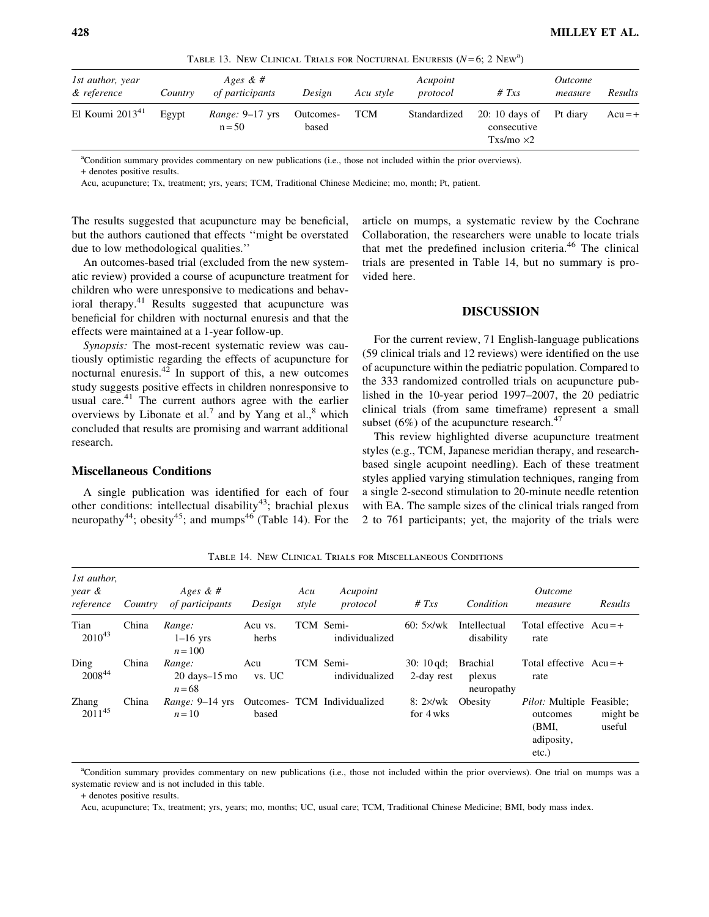TABLE 13. NEW CLINICAL TRIALS FOR NOCTURNAL ENURESIS ($N=6$; 2 NEW[a])

| 1st author, year & reference | Country | Ages & # of participants | Design | Acu style | Acupoint protocol | # Txs | Outcome measure | Results |
|---|---|---|---|---|---|---|---|---|
| El Koumi 2013[41] | Egypt | *Range:* 9–17 yrs n = 50 | Outcomes-based | TCM | Standardized | 20: 10 days of consecutive Txs/mo ×2 | Pt diary | Acu = + |

[a]Condition summary provides commentary on new publications (i.e., those not included within the prior overviews).
+ denotes positive results.
Acu, acupuncture; Tx, treatment; yrs, years; TCM, Traditional Chinese Medicine; mo, month; Pt, patient.

The results suggested that acupuncture may be beneficial, but the authors cautioned that effects ''might be overstated due to low methodological qualities.''

An outcomes-based trial (excluded from the new systematic review) provided a course of acupuncture treatment for children who were unresponsive to medications and behavioral therapy.[41] Results suggested that acupuncture was beneficial for children with nocturnal enuresis and that the effects were maintained at a 1-year follow-up.

*Synopsis:* The most-recent systematic review was cautiously optimistic regarding the effects of acupuncture for nocturnal enuresis.[42] In support of this, a new outcomes study suggests positive effects in children nonresponsive to usual care.[41] The current authors agree with the earlier overviews by Libonate et al.[7] and by Yang et al.,[8] which concluded that results are promising and warrant additional research.

### Miscellaneous Conditions

A single publication was identified for each of four other conditions: intellectual disability[43]; brachial plexus neuropathy[44]; obesity[45]; and mumps[46] (Table 14). For the article on mumps, a systematic review by the Cochrane Collaboration, the researchers were unable to locate trials that met the predefined inclusion criteria.[46] The clinical trials are presented in Table 14, but no summary is provided here.

## DISCUSSION

For the current review, 71 English-language publications (59 clinical trials and 12 reviews) were identified on the use of acupuncture within the pediatric population. Compared to the 333 randomized controlled trials on acupuncture published in the 10-year period 1997–2007, the 20 pediatric clinical trials (from same timeframe) represent a small subset (6%) of the acupuncture research.[47]

This review highlighted diverse acupuncture treatment styles (e.g., TCM, Japanese meridian therapy, and research-based single acupoint needling). Each of these treatment styles applied varying stimulation techniques, ranging from a single 2-second stimulation to 20-minute needle retention with EA. The sample sizes of the clinical trials ranged from 2 to 761 participants; yet, the majority of the trials were

TABLE 14. NEW CLINICAL TRIALS FOR MISCELLANEOUS CONDITIONS

| 1st author, year & reference | Country | Ages & # of participants | Design | Acu style | Acupoint protocol | # Txs | Condition | Outcome measure | Results |
|---|---|---|---|---|---|---|---|---|---|
| Tian 2010[43] | China | *Range:* 1–16 yrs n = 100 | Acu vs. herbs | TCM | Semi-individualized | 60: 5×/wk | Intellectual disability | Total effective rate | Acu = + |
| Ding 2008[44] | China | *Range:* 20 days–15 mo n = 68 | Acu vs. UC | TCM | Semi-individualized | 30: 10 qd; 2-day rest | Brachial plexus neuropathy | Total effective rate | Acu = + |
| Zhang 2011[45] | China | *Range:* 9–14 yrs n = 10 | Outcomes-based | TCM | Individualized | 8: 2×/wk for 4 wks | Obesity | *Pilot:* Multiple outcomes (BMI, adiposity, etc.) | Feasible; might be useful |

[a]Condition summary provides commentary on new publications (i.e., those not included within the prior overviews). One trial on mumps was a systematic review and is not included in this table.
+ denotes positive results.
Acu, acupuncture; Tx, treatment; yrs, years; mo, months; UC, usual care; TCM, Traditional Chinese Medicine; BMI, body mass index.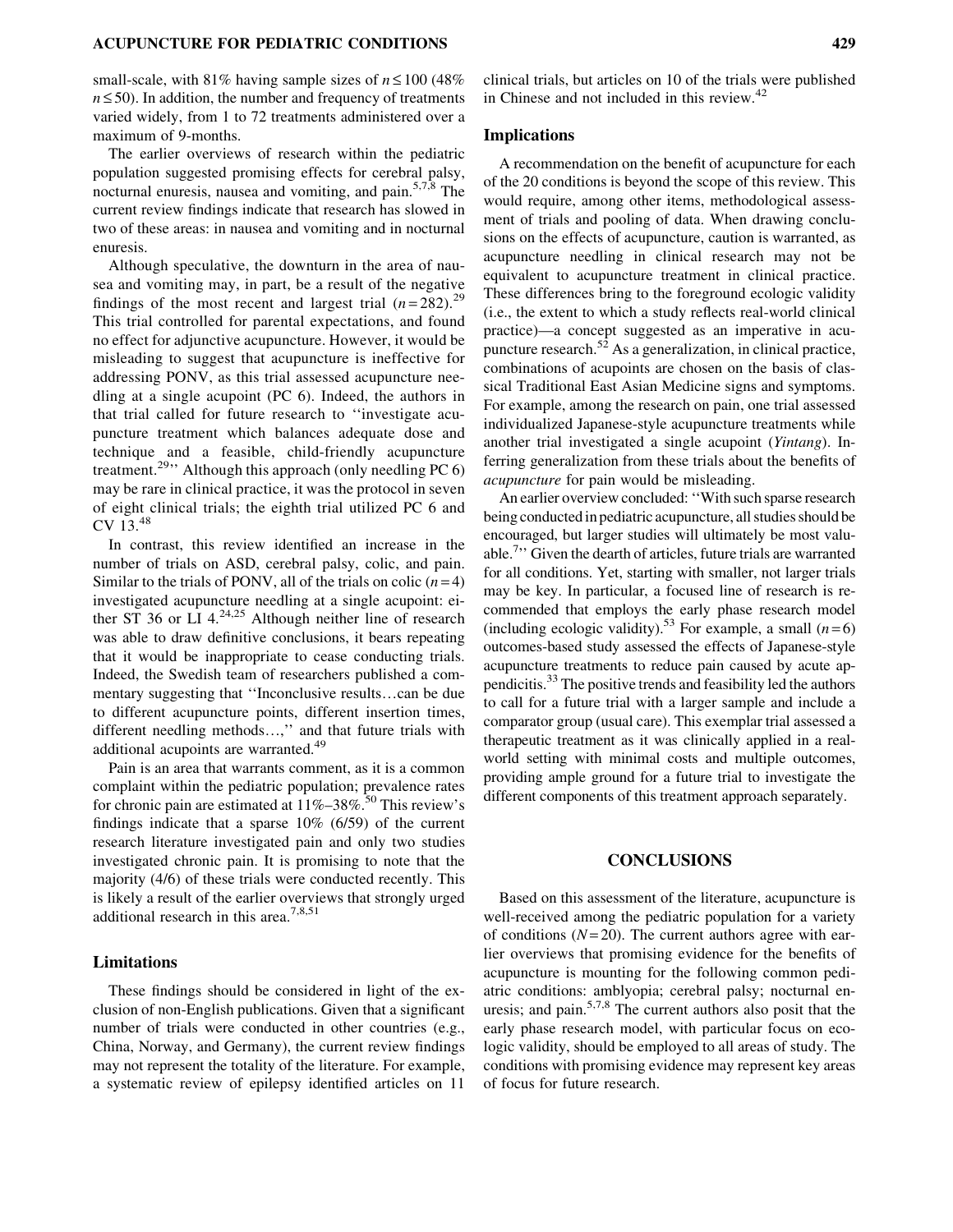small-scale, with 81% having sample sizes of $n \leq 100$ (48% $n \leq 50$). In addition, the number and frequency of treatments varied widely, from 1 to 72 treatments administered over a maximum of 9-months.

The earlier overviews of research within the pediatric population suggested promising effects for cerebral palsy, nocturnal enuresis, nausea and vomiting, and pain.[5,7,8] The current review findings indicate that research has slowed in two of these areas: in nausea and vomiting and in nocturnal enuresis.

Although speculative, the downturn in the area of nausea and vomiting may, in part, be a result of the negative findings of the most recent and largest trial ($n = 282$).[29] This trial controlled for parental expectations, and found no effect for adjunctive acupuncture. However, it would be misleading to suggest that acupuncture is ineffective for addressing PONV, as this trial assessed acupuncture needling at a single acupoint (PC 6). Indeed, the authors in that trial called for future research to ''investigate acupuncture treatment which balances adequate dose and technique and a feasible, child-friendly acupuncture treatment.[29]'' Although this approach (only needling PC 6) may be rare in clinical practice, it was the protocol in seven of eight clinical trials; the eighth trial utilized PC 6 and CV 13.[48]

In contrast, this review identified an increase in the number of trials on ASD, cerebral palsy, colic, and pain. Similar to the trials of PONV, all of the trials on colic ($n = 4$) investigated acupuncture needling at a single acupoint: either ST 36 or LI 4.[24,25] Although neither line of research was able to draw definitive conclusions, it bears repeating that it would be inappropriate to cease conducting trials. Indeed, the Swedish team of researchers published a commentary suggesting that ''Inconclusive results…can be due to different acupuncture points, different insertion times, different needling methods…,'' and that future trials with additional acupoints are warranted.[49]

Pain is an area that warrants comment, as it is a common complaint within the pediatric population; prevalence rates for chronic pain are estimated at 11%–38%.[50] This review's findings indicate that a sparse 10% (6/59) of the current research literature investigated pain and only two studies investigated chronic pain. It is promising to note that the majority (4/6) of these trials were conducted recently. This is likely a result of the earlier overviews that strongly urged additional research in this area.[7,8,51]

### Limitations

These findings should be considered in light of the exclusion of non-English publications. Given that a significant number of trials were conducted in other countries (e.g., China, Norway, and Germany), the current review findings may not represent the totality of the literature. For example, a systematic review of epilepsy identified articles on 11 clinical trials, but articles on 10 of the trials were published in Chinese and not included in this review.[42]

### Implications

A recommendation on the benefit of acupuncture for each of the 20 conditions is beyond the scope of this review. This would require, among other items, methodological assessment of trials and pooling of data. When drawing conclusions on the effects of acupuncture, caution is warranted, as acupuncture needling in clinical research may not be equivalent to acupuncture treatment in clinical practice. These differences bring to the foreground ecologic validity (i.e., the extent to which a study reflects real-world clinical practice)—a concept suggested as an imperative in acupuncture research.[52] As a generalization, in clinical practice, combinations of acupoints are chosen on the basis of classical Traditional East Asian Medicine signs and symptoms. For example, among the research on pain, one trial assessed individualized Japanese-style acupuncture treatments while another trial investigated a single acupoint (*Yintang*). Inferring generalization from these trials about the benefits of *acupuncture* for pain would be misleading.

An earlier overview concluded: ''With such sparse research being conducted in pediatric acupuncture, all studies should be encouraged, but larger studies will ultimately be most valuable.[7]'' Given the dearth of articles, future trials are warranted for all conditions. Yet, starting with smaller, not larger trials may be key. In particular, a focused line of research is recommended that employs the early phase research model (including ecologic validity).[53] For example, a small ($n = 6$) outcomes-based study assessed the effects of Japanese-style acupuncture treatments to reduce pain caused by acute appendicitis.[33] The positive trends and feasibility led the authors to call for a future trial with a larger sample and include a comparator group (usual care). This exemplar trial assessed a therapeutic treatment as it was clinically applied in a real-world setting with minimal costs and multiple outcomes, providing ample ground for a future trial to investigate the different components of this treatment approach separately.

## CONCLUSIONS

Based on this assessment of the literature, acupuncture is well-received among the pediatric population for a variety of conditions ($N = 20$). The current authors agree with earlier overviews that promising evidence for the benefits of acupuncture is mounting for the following common pediatric conditions: amblyopia; cerebral palsy; nocturnal enuresis; and pain.[5,7,8] The current authors also posit that the early phase research model, with particular focus on ecologic validity, should be employed to all areas of study. The conditions with promising evidence may represent key areas of focus for future research.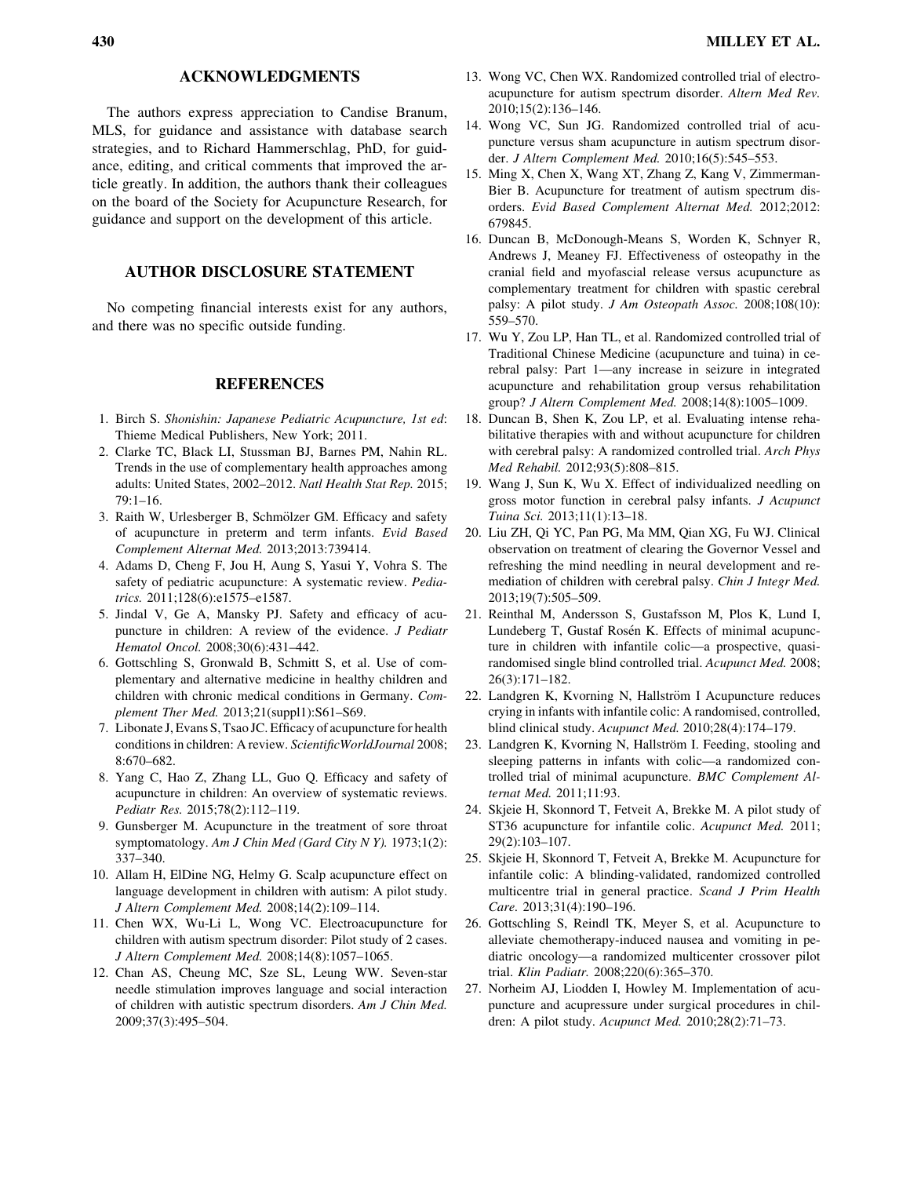## ACKNOWLEDGMENTS

The authors express appreciation to Candise Branum, MLS, for guidance and assistance with database search strategies, and to Richard Hammerschlag, PhD, for guidance, editing, and critical comments that improved the article greatly. In addition, the authors thank their colleagues on the board of the Society for Acupuncture Research, for guidance and support on the development of this article.

## AUTHOR DISCLOSURE STATEMENT

No competing financial interests exist for any authors, and there was no specific outside funding.

## REFERENCES

1. Birch S. *Shonishin: Japanese Pediatric Acupuncture, 1st ed*: Thieme Medical Publishers, New York; 2011.
2. Clarke TC, Black LI, Stussman BJ, Barnes PM, Nahin RL. Trends in the use of complementary health approaches among adults: United States, 2002–2012. *Natl Health Stat Rep.* 2015; 79:1–16.
3. Raith W, Urlesberger B, Schmölzer GM. Efficacy and safety of acupuncture in preterm and term infants. *Evid Based Complement Alternat Med.* 2013;2013:739414.
4. Adams D, Cheng F, Jou H, Aung S, Yasui Y, Vohra S. The safety of pediatric acupuncture: A systematic review. *Pediatrics.* 2011;128(6):e1575–e1587.
5. Jindal V, Ge A, Mansky PJ. Safety and efficacy of acupuncture in children: A review of the evidence. *J Pediatr Hematol Oncol.* 2008;30(6):431–442.
6. Gottschling S, Gronwald B, Schmitt S, et al. Use of complementary and alternative medicine in healthy children and children with chronic medical conditions in Germany. *Complement Ther Med.* 2013;21(suppl1):S61–S69.
7. Libonate J, Evans S, Tsao JC. Efficacy of acupuncture for health conditions in children: A review. *ScientificWorldJournal* 2008; 8:670–682.
8. Yang C, Hao Z, Zhang LL, Guo Q. Efficacy and safety of acupuncture in children: An overview of systematic reviews. *Pediatr Res.* 2015;78(2):112–119.
9. Gunsberger M. Acupuncture in the treatment of sore throat symptomatology. *Am J Chin Med (Gard City N Y).* 1973;1(2): 337–340.
10. Allam H, ElDine NG, Helmy G. Scalp acupuncture effect on language development in children with autism: A pilot study. *J Altern Complement Med.* 2008;14(2):109–114.
11. Chen WX, Wu-Li L, Wong VC. Electroacupuncture for children with autism spectrum disorder: Pilot study of 2 cases. *J Altern Complement Med.* 2008;14(8):1057–1065.
12. Chan AS, Cheung MC, Sze SL, Leung WW. Seven-star needle stimulation improves language and social interaction of children with autistic spectrum disorders. *Am J Chin Med.* 2009;37(3):495–504.
13. Wong VC, Chen WX. Randomized controlled trial of electro-acupuncture for autism spectrum disorder. *Altern Med Rev.* 2010;15(2):136–146.
14. Wong VC, Sun JG. Randomized controlled trial of acupuncture versus sham acupuncture in autism spectrum disorder. *J Altern Complement Med.* 2010;16(5):545–553.
15. Ming X, Chen X, Wang XT, Zhang Z, Kang V, Zimmerman-Bier B. Acupuncture for treatment of autism spectrum disorders. *Evid Based Complement Alternat Med.* 2012;2012: 679845.
16. Duncan B, McDonough-Means S, Worden K, Schnyer R, Andrews J, Meaney FJ. Effectiveness of osteopathy in the cranial field and myofascial release versus acupuncture as complementary treatment for children with spastic cerebral palsy: A pilot study. *J Am Osteopath Assoc.* 2008;108(10): 559–570.
17. Wu Y, Zou LP, Han TL, et al. Randomized controlled trial of Traditional Chinese Medicine (acupuncture and tuina) in cerebral palsy: Part 1—any increase in seizure in integrated acupuncture and rehabilitation group versus rehabilitation group? *J Altern Complement Med.* 2008;14(8):1005–1009.
18. Duncan B, Shen K, Zou LP, et al. Evaluating intense rehabilitative therapies with and without acupuncture for children with cerebral palsy: A randomized controlled trial. *Arch Phys Med Rehabil.* 2012;93(5):808–815.
19. Wang J, Sun K, Wu X. Effect of individualized needling on gross motor function in cerebral palsy infants. *J Acupunct Tuina Sci.* 2013;11(1):13–18.
20. Liu ZH, Qi YC, Pan PG, Ma MM, Qian XG, Fu WJ. Clinical observation on treatment of clearing the Governor Vessel and refreshing the mind needling in neural development and remediation of children with cerebral palsy. *Chin J Integr Med.* 2013;19(7):505–509.
21. Reinthal M, Andersson S, Gustafsson M, Plos K, Lund I, Lundeberg T, Gustaf Rosén K. Effects of minimal acupuncture in children with infantile colic—a prospective, quasi-randomised single blind controlled trial. *Acupunct Med.* 2008; 26(3):171–182.
22. Landgren K, Kvorning N, Hallström I Acupuncture reduces crying in infants with infantile colic: A randomised, controlled, blind clinical study. *Acupunct Med.* 2010;28(4):174–179.
23. Landgren K, Kvorning N, Hallström I. Feeding, stooling and sleeping patterns in infants with colic—a randomized controlled trial of minimal acupuncture. *BMC Complement Altern Med.* 2011;11:93.
24. Skjeie H, Skonnord T, Fetveit A, Brekke M. A pilot study of ST36 acupuncture for infantile colic. *Acupunct Med.* 2011; 29(2):103–107.
25. Skjeie H, Skonnord T, Fetveit A, Brekke M. Acupuncture for infantile colic: A blinding-validated, randomized controlled multicentre trial in general practice. *Scand J Prim Health Care.* 2013;31(4):190–196.
26. Gottschling S, Reindl TK, Meyer S, et al. Acupuncture to alleviate chemotherapy-induced nausea and vomiting in pediatric oncology—a randomized multicenter crossover pilot trial. *Klin Padiatr.* 2008;220(6):365–370.
27. Norheim AJ, Liodden I, Howley M. Implementation of acupuncture and acupressure under surgical procedures in children: A pilot study. *Acupunct Med.* 2010;28(2):71–73.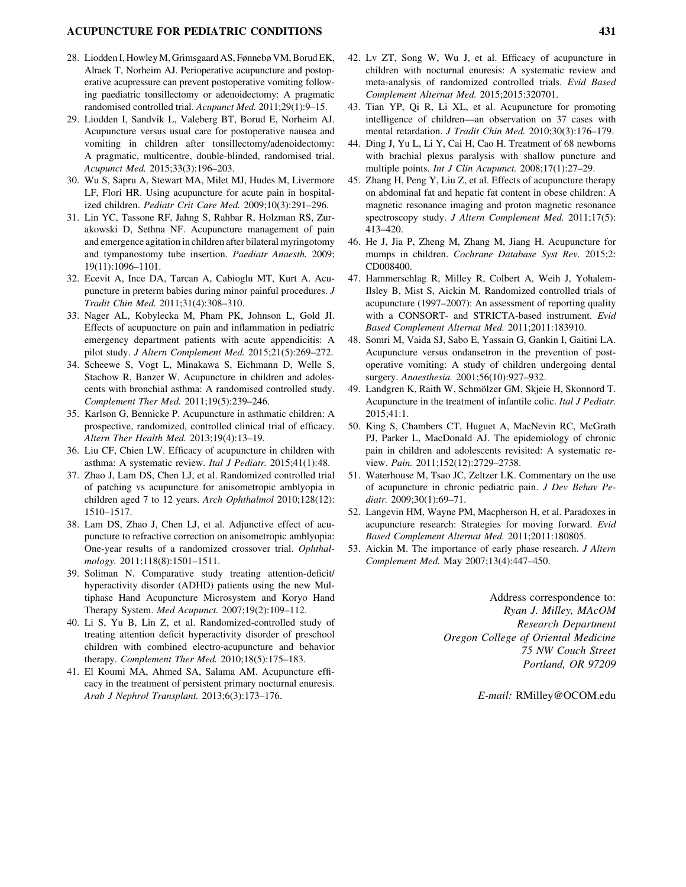28. Liodden I, Howley M, Grimsgaard AS, Fønnebø VM, Borud EK, Alraek T, Norheim AJ. Perioperative acupuncture and postoperative acupressure can prevent postoperative vomiting following paediatric tonsillectomy or adenoidectomy: A pragmatic randomised controlled trial. *Acupunct Med.* 2011;29(1):9–15.
29. Liodden I, Sandvik L, Valeberg BT, Borud E, Norheim AJ. Acupuncture versus usual care for postoperative nausea and vomiting in children after tonsillectomy/adenoidectomy: A pragmatic, multicentre, double-blinded, randomised trial. *Acupunct Med.* 2015;33(3):196–203.
30. Wu S, Sapru A, Stewart MA, Milet MJ, Hudes M, Livermore LF, Flori HR. Using acupuncture for acute pain in hospitalized children. *Pediatr Crit Care Med.* 2009;10(3):291–296.
31. Lin YC, Tassone RF, Jahng S, Rahbar R, Holzman RS, Zurakowski D, Sethna NF. Acupuncture management of pain and emergence agitation in children after bilateral myringotomy and tympanostomy tube insertion. *Paediatr Anaesth.* 2009; 19(11):1096–1101.
32. Ecevit A, Ince DA, Tarcan A, Cabioglu MT, Kurt A. Acupuncture in preterm babies during minor painful procedures. *J Tradit Chin Med.* 2011;31(4):308–310.
33. Nager AL, Kobylecka M, Pham PK, Johnson L, Gold JI. Effects of acupuncture on pain and inflammation in pediatric emergency department patients with acute appendicitis: A pilot study. *J Altern Complement Med.* 2015;21(5):269–272.
34. Scheewe S, Vogt L, Minakawa S, Eichmann D, Welle S, Stachow R, Banzer W. Acupuncture in children and adolescents with bronchial asthma: A randomised controlled study. *Complement Ther Med.* 2011;19(5):239–246.
35. Karlson G, Bennicke P. Acupuncture in asthmatic children: A prospective, randomized, controlled clinical trial of efficacy. *Altern Ther Health Med.* 2013;19(4):13–19.
36. Liu CF, Chien LW. Efficacy of acupuncture in children with asthma: A systematic review. *Ital J Pediatr.* 2015;41(1):48.
37. Zhao J, Lam DS, Chen LJ, et al. Randomized controlled trial of patching vs acupuncture for anisometropic amblyopia in children aged 7 to 12 years. *Arch Ophthalmol* 2010;128(12): 1510–1517.
38. Lam DS, Zhao J, Chen LJ, et al. Adjunctive effect of acupuncture to refractive correction on anisometropic amblyopia: One-year results of a randomized crossover trial. *Ophthalmology.* 2011;118(8):1501–1511.
39. Soliman N. Comparative study treating attention-deficit/hyperactivity disorder (ADHD) patients using the new Multiphase Hand Acupuncture Microsystem and Koryo Hand Therapy System. *Med Acupunct.* 2007;19(2):109–112.
40. Li S, Yu B, Lin Z, et al. Randomized-controlled study of treating attention deficit hyperactivity disorder of preschool children with combined electro-acupuncture and behavior therapy. *Complement Ther Med.* 2010;18(5):175–183.
41. El Koumi MA, Ahmed SA, Salama AM. Acupuncture efficacy in the treatment of persistent primary nocturnal enuresis. *Arab J Nephrol Transplant.* 2013;6(3):173–176.
42. Lv ZT, Song W, Wu J, et al. Efficacy of acupuncture in children with nocturnal enuresis: A systematic review and meta-analysis of randomized controlled trials. *Evid Based Complement Alternat Med.* 2015;2015:320701.
43. Tian YP, Qi R, Li XL, et al. Acupuncture for promoting intelligence of children—an observation on 37 cases with mental retardation. *J Tradit Chin Med.* 2010;30(3):176–179.
44. Ding J, Yu L, Li Y, Cai H, Cao H. Treatment of 68 newborns with brachial plexus paralysis with shallow puncture and multiple points. *Int J Clin Acupunct.* 2008;17(1):27–29.
45. Zhang H, Peng Y, Liu Z, et al. Effects of acupuncture therapy on abdominal fat and hepatic fat content in obese children: A magnetic resonance imaging and proton magnetic resonance spectroscopy study. *J Altern Complement Med.* 2011;17(5): 413–420.
46. He J, Jia P, Zheng M, Zhang M, Jiang H. Acupuncture for mumps in children. *Cochrane Database Syst Rev.* 2015;2: CD008400.
47. Hammerschlag R, Milley R, Colbert A, Weih J, Yohalem-Ilsley B, Mist S, Aickin M. Randomized controlled trials of acupuncture (1997–2007): An assessment of reporting quality with a CONSORT- and STRICTA-based instrument. *Evid Based Complement Alternat Med.* 2011;2011:183910.
48. Somri M, Vaida SJ, Sabo E, Yassain G, Gankin I, Gaitini LA. Acupuncture versus ondansetron in the prevention of postoperative vomiting: A study of children undergoing dental surgery. *Anaesthesia.* 2001;56(10):927–932.
49. Landgren K, Raith W, Schmölzer GM, Skjeie H, Skonnord T. Acupuncture in the treatment of infantile colic. *Ital J Pediatr.* 2015;41:1.
50. King S, Chambers CT, Huguet A, MacNevin RC, McGrath PJ, Parker L, MacDonald AJ. The epidemiology of chronic pain in children and adolescents revisited: A systematic review. *Pain.* 2011;152(12):2729–2738.
51. Waterhouse M, Tsao JC, Zeltzer LK. Commentary on the use of acupuncture in chronic pediatric pain. *J Dev Behav Pediatr.* 2009;30(1):69–71.
52. Langevin HM, Wayne PM, Macpherson H, et al. Paradoxes in acupuncture research: Strategies for moving forward. *Evid Based Complement Alternat Med.* 2011;2011:180805.
53. Aickin M. The importance of early phase research. *J Altern Complement Med.* May 2007;13(4):447–450.

Address correspondence to:
*Ryan J. Milley, MAcOM*
*Research Department*
*Oregon College of Oriental Medicine*
*75 NW Couch Street*
*Portland, OR 97209*

*E-mail:* RMilley@OCOM.edu